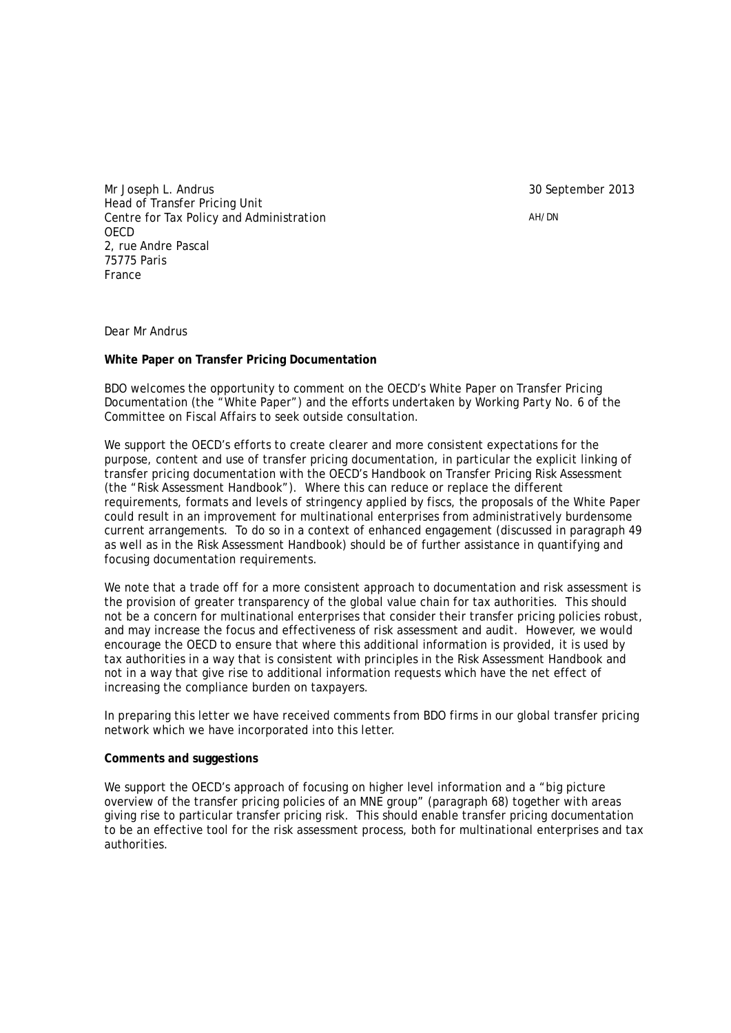Mr Joseph L. Andrus
Head of Transfer Pricing Unit
Centre for Tax Policy and Administration
OECD
2, rue Andre Pascal
75775 Paris
France

30 September 2013

AH/DN

Dear Mr Andrus

**White Paper on Transfer Pricing Documentation**

BDO welcomes the opportunity to comment on the OECD's White Paper on Transfer Pricing Documentation (the "White Paper") and the efforts undertaken by Working Party No. 6 of the Committee on Fiscal Affairs to seek outside consultation.

We support the OECD's efforts to create clearer and more consistent expectations for the purpose, content and use of transfer pricing documentation, in particular the explicit linking of transfer pricing documentation with the OECD's Handbook on Transfer Pricing Risk Assessment (the "Risk Assessment Handbook"). Where this can reduce or replace the different requirements, formats and levels of stringency applied by fiscs, the proposals of the White Paper could result in an improvement for multinational enterprises from administratively burdensome current arrangements. To do so in a context of enhanced engagement (discussed in paragraph 49 as well as in the Risk Assessment Handbook) should be of further assistance in quantifying and focusing documentation requirements.

We note that a trade off for a more consistent approach to documentation and risk assessment is the provision of greater transparency of the global value chain for tax authorities. This should not be a concern for multinational enterprises that consider their transfer pricing policies robust, and may increase the focus and effectiveness of risk assessment and audit. However, we would encourage the OECD to ensure that where this additional information is provided, it is used by tax authorities in a way that is consistent with principles in the Risk Assessment Handbook and not in a way that give rise to additional information requests which have the net effect of increasing the compliance burden on taxpayers.

In preparing this letter we have received comments from BDO firms in our global transfer pricing network which we have incorporated into this letter.

**Comments and suggestions**

We support the OECD's approach of focusing on higher level information and a "big picture overview of the transfer pricing policies of an MNE group" (paragraph 68) together with areas giving rise to particular transfer pricing risk. This should enable transfer pricing documentation to be an effective tool for the risk assessment process, both for multinational enterprises and tax authorities.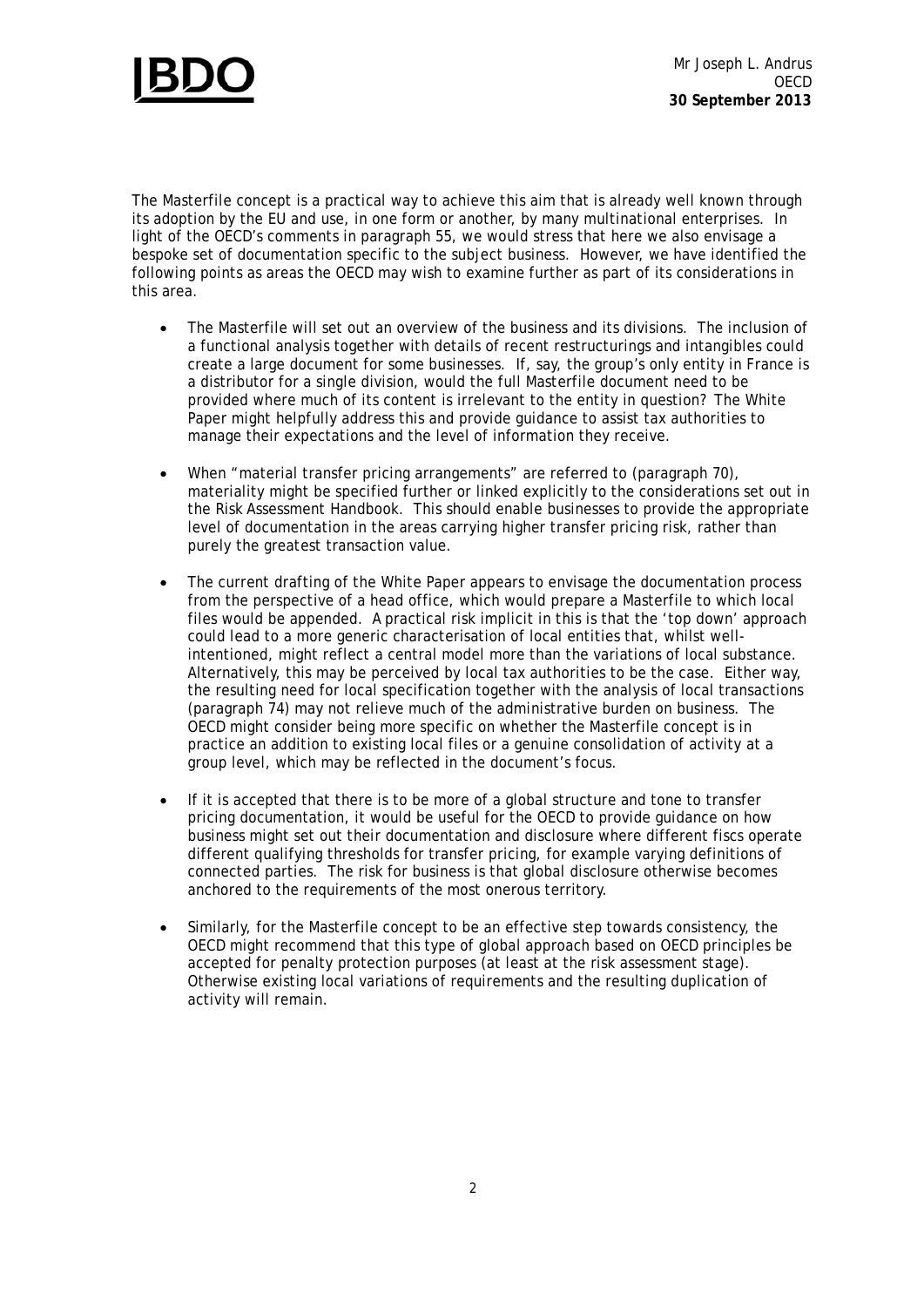The Masterfile concept is a practical way to achieve this aim that is already well known through its adoption by the EU and use, in one form or another, by many multinational enterprises. In light of the OECD's comments in paragraph 55, we would stress that here we also envisage a bespoke set of documentation specific to the subject business. However, we have identified the following points as areas the OECD may wish to examine further as part of its considerations in this area.

- The Masterfile will set out an overview of the business and its divisions. The inclusion of a functional analysis together with details of recent restructurings and intangibles could create a large document for some businesses. If, say, the group's only entity in France is a distributor for a single division, would the full Masterfile document need to be provided where much of its content is irrelevant to the entity in question? The White Paper might helpfully address this and provide guidance to assist tax authorities to manage their expectations and the level of information they receive.

- When "material transfer pricing arrangements" are referred to (paragraph 70), materiality might be specified further or linked explicitly to the considerations set out in the Risk Assessment Handbook. This should enable businesses to provide the appropriate level of documentation in the areas carrying higher transfer pricing risk, rather than purely the greatest transaction value.

- The current drafting of the White Paper appears to envisage the documentation process from the perspective of a head office, which would prepare a Masterfile to which local files would be appended. A practical risk implicit in this is that the 'top down' approach could lead to a more generic characterisation of local entities that, whilst well-intentioned, might reflect a central model more than the variations of local substance. Alternatively, this may be perceived by local tax authorities to be the case. Either way, the resulting need for local specification together with the analysis of local transactions (paragraph 74) may not relieve much of the administrative burden on business. The OECD might consider being more specific on whether the Masterfile concept is in practice an addition to existing local files or a genuine consolidation of activity at a group level, which may be reflected in the document's focus.

- If it is accepted that there is to be more of a global structure and tone to transfer pricing documentation, it would be useful for the OECD to provide guidance on how business might set out their documentation and disclosure where different fiscs operate different qualifying thresholds for transfer pricing, for example varying definitions of connected parties. The risk for business is that global disclosure otherwise becomes anchored to the requirements of the most onerous territory.

- Similarly, for the Masterfile concept to be an effective step towards consistency, the OECD might recommend that this type of global approach based on OECD principles be accepted for penalty protection purposes (at least at the risk assessment stage). Otherwise existing local variations of requirements and the resulting duplication of activity will remain.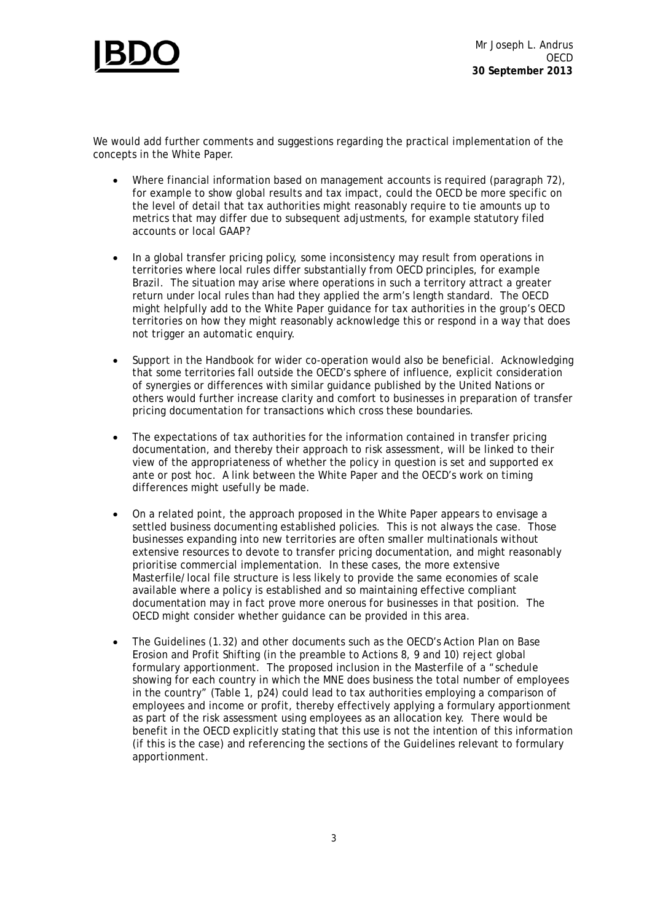We would add further comments and suggestions regarding the practical implementation of the concepts in the White Paper.

- Where financial information based on management accounts is required (paragraph 72), for example to show global results and tax impact, could the OECD be more specific on the level of detail that tax authorities might reasonably require to tie amounts up to metrics that may differ due to subsequent adjustments, for example statutory filed accounts or local GAAP?

- In a global transfer pricing policy, some inconsistency may result from operations in territories where local rules differ substantially from OECD principles, for example Brazil. The situation may arise where operations in such a territory attract a greater return under local rules than had they applied the arm's length standard. The OECD might helpfully add to the White Paper guidance for tax authorities in the group's OECD territories on how they might reasonably acknowledge this or respond in a way that does not trigger an automatic enquiry.

- Support in the Handbook for wider co-operation would also be beneficial. Acknowledging that some territories fall outside the OECD's sphere of influence, explicit consideration of synergies or differences with similar guidance published by the United Nations or others would further increase clarity and comfort to businesses in preparation of transfer pricing documentation for transactions which cross these boundaries.

- The expectations of tax authorities for the information contained in transfer pricing documentation, and thereby their approach to risk assessment, will be linked to their view of the appropriateness of whether the policy in question is set and supported ex ante or post hoc. A link between the White Paper and the OECD's work on timing differences might usefully be made.

- On a related point, the approach proposed in the White Paper appears to envisage a settled business documenting established policies. This is not always the case. Those businesses expanding into new territories are often smaller multinationals without extensive resources to devote to transfer pricing documentation, and might reasonably prioritise commercial implementation. In these cases, the more extensive Masterfile/local file structure is less likely to provide the same economies of scale available where a policy is established and so maintaining effective compliant documentation may in fact prove more onerous for businesses in that position. The OECD might consider whether guidance can be provided in this area.

- The Guidelines (1.32) and other documents such as the OECD's Action Plan on Base Erosion and Profit Shifting (in the preamble to Actions 8, 9 and 10) reject global formulary apportionment. The proposed inclusion in the Masterfile of a "schedule showing for each country in which the MNE does business the total number of employees in the country" (Table 1, p24) could lead to tax authorities employing a comparison of employees and income or profit, thereby effectively applying a formulary apportionment as part of the risk assessment using employees as an allocation key. There would be benefit in the OECD explicitly stating that this use is not the intention of this information (if this is the case) and referencing the sections of the Guidelines relevant to formulary apportionment.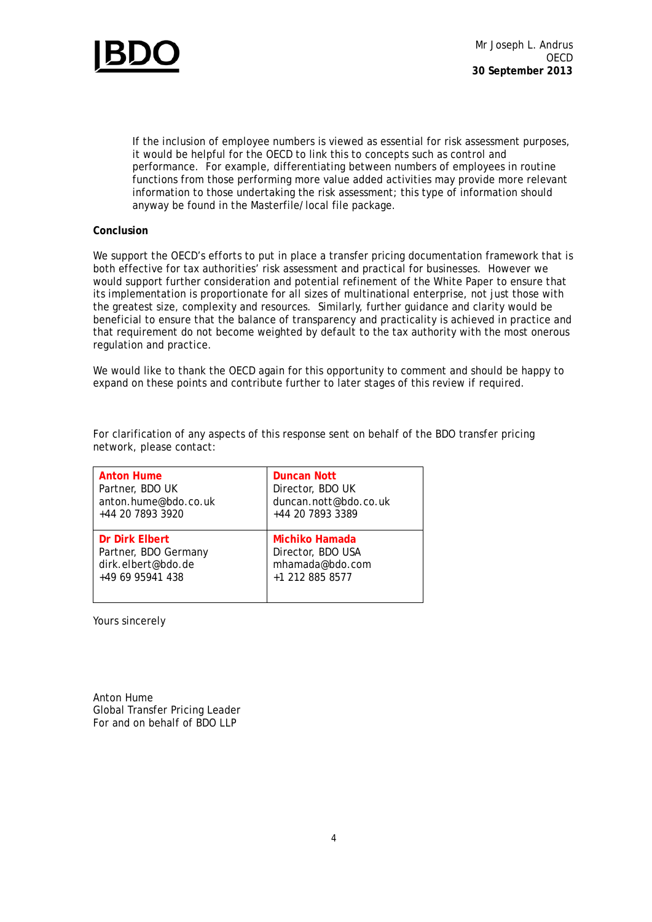If the inclusion of employee numbers is viewed as essential for risk assessment purposes, it would be helpful for the OECD to link this to concepts such as control and performance. For example, differentiating between numbers of employees in routine functions from those performing more value added activities may provide more relevant information to those undertaking the risk assessment; this type of information should anyway be found in the Masterfile/local file package.

**Conclusion**

We support the OECD's efforts to put in place a transfer pricing documentation framework that is both effective for tax authorities' risk assessment and practical for businesses. However we would support further consideration and potential refinement of the White Paper to ensure that its implementation is proportionate for all sizes of multinational enterprise, not just those with the greatest size, complexity and resources. Similarly, further guidance and clarity would be beneficial to ensure that the balance of transparency and practicality is achieved in practice and that requirement do not become weighted by default to the tax authority with the most onerous regulation and practice.

We would like to thank the OECD again for this opportunity to comment and should be happy to expand on these points and contribute further to later stages of this review if required.

For clarification of any aspects of this response sent on behalf of the BDO transfer pricing network, please contact:

| | |
|---|---|
| **Anton Hume**<br>Partner, BDO UK<br>anton.hume@bdo.co.uk<br>+44 20 7893 3920 | **Duncan Nott**<br>Director, BDO UK<br>duncan.nott@bdo.co.uk<br>+44 20 7893 3389 |
| **Dr Dirk Elbert**<br>Partner, BDO Germany<br>dirk.elbert@bdo.de<br>+49 69 95941 438 | **Michiko Hamada**<br>Director, BDO USA<br>mhamada@bdo.com<br>+1 212 885 8577 |

Yours sincerely

Anton Hume
Global Transfer Pricing Leader
For and on behalf of BDO LLP